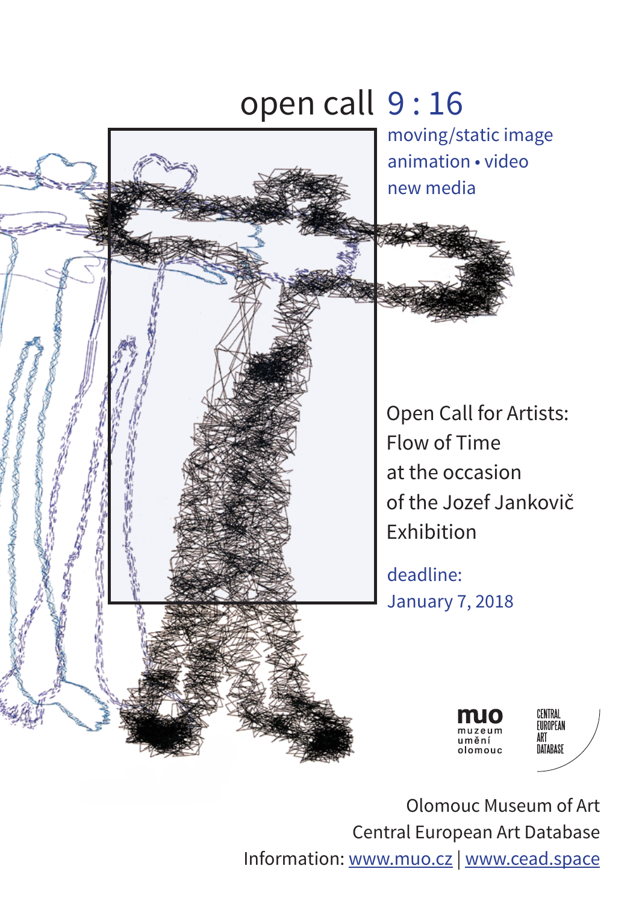# open call 9 : 16

moving/static image
animation • video
new media

Open Call for Artists:
Flow of Time
at the occasion
of the Jozef Jankovič
Exhibition

deadline:
January 7, 2018

muo
muzeum
umění
olomouc

CENTRAL
EUROPEAN
ART
DATABASE

Olomouc Museum of Art
Central European Art Database
Information: [www.muo.cz](http://www.muo.cz) | [www.cead.space](http://www.cead.space)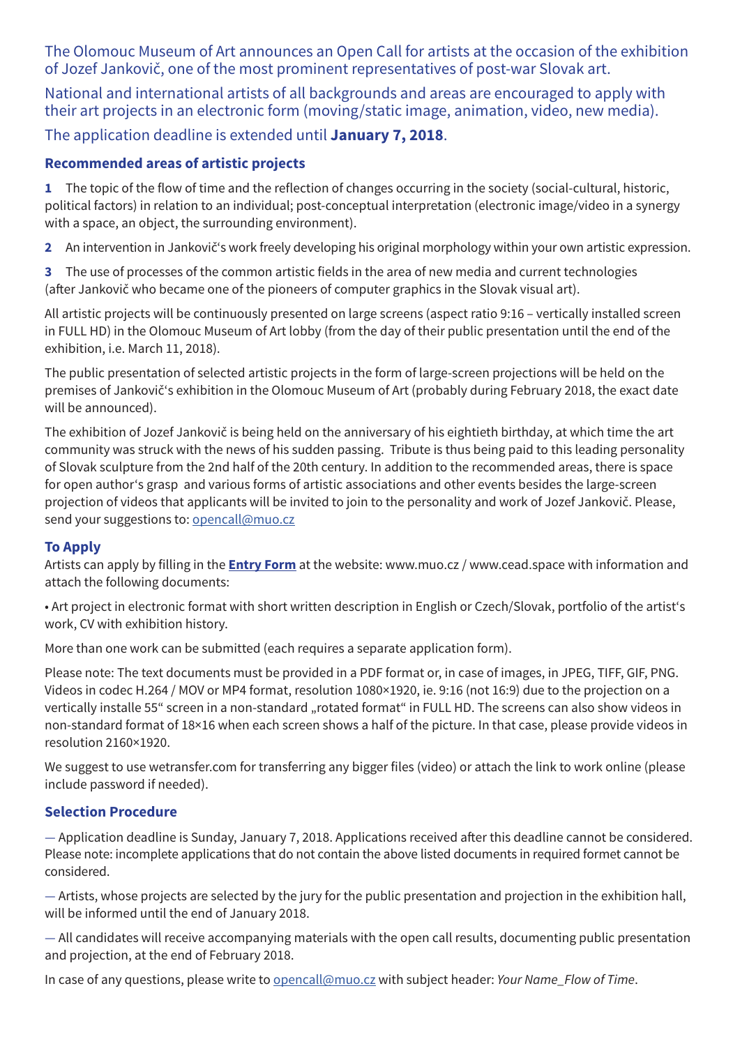The Olomouc Museum of Art announces an Open Call for artists at the occasion of the exhibition of Jozef Jankovič, one of the most prominent representatives of post-war Slovak art.

National and international artists of all backgrounds and areas are encouraged to apply with their art projects in an electronic form (moving/static image, animation, video, new media).

The application deadline is extended until **January 7, 2018**.

### Recommended areas of artistic projects

**1** The topic of the flow of time and the reflection of changes occurring in the society (social-cultural, historic, political factors) in relation to an individual; post-conceptual interpretation (electronic image/video in a synergy with a space, an object, the surrounding environment).

**2** An intervention in Jankovič's work freely developing his original morphology within your own artistic expression.

**3** The use of processes of the common artistic fields in the area of new media and current technologies (after Jankovič who became one of the pioneers of computer graphics in the Slovak visual art).

All artistic projects will be continuously presented on large screens (aspect ratio 9:16 – vertically installed screen in FULL HD) in the Olomouc Museum of Art lobby (from the day of their public presentation until the end of the exhibition, i.e. March 11, 2018).

The public presentation of selected artistic projects in the form of large-screen projections will be held on the premises of Jankovič's exhibition in the Olomouc Museum of Art (probably during February 2018, the exact date will be announced).

The exhibition of Jozef Jankovič is being held on the anniversary of his eightieth birthday, at which time the art community was struck with the news of his sudden passing. Tribute is thus being paid to this leading personality of Slovak sculpture from the 2nd half of the 20th century. In addition to the recommended areas, there is space for open author's grasp and various forms of artistic associations and other events besides the large-screen projection of videos that applicants will be invited to join to the personality and work of Jozef Jankovič. Please, send your suggestions to: opencall@muo.cz

### To Apply

Artists can apply by filling in the **Entry Form** at the website: www.muo.cz / www.cead.space with information and attach the following documents:

• Art project in electronic format with short written description in English or Czech/Slovak, portfolio of the artist's work, CV with exhibition history.

More than one work can be submitted (each requires a separate application form).

Please note: The text documents must be provided in a PDF format or, in case of images, in JPEG, TIFF, GIF, PNG. Videos in codec H.264 / MOV or MP4 format, resolution 1080×1920, ie. 9:16 (not 16:9) due to the projection on a vertically installe 55" screen in a non-standard „rotated format" in FULL HD. The screens can also show videos in non-standard format of 18×16 when each screen shows a half of the picture. In that case, please provide videos in resolution 2160×1920.

We suggest to use wetransfer.com for transferring any bigger files (video) or attach the link to work online (please include password if needed).

### Selection Procedure

— Application deadline is Sunday, January 7, 2018. Applications received after this deadline cannot be considered. Please note: incomplete applications that do not contain the above listed documents in required formet cannot be considered.

— Artists, whose projects are selected by the jury for the public presentation and projection in the exhibition hall, will be informed until the end of January 2018.

— All candidates will receive accompanying materials with the open call results, documenting public presentation and projection, at the end of February 2018.

In case of any questions, please write to opencall@muo.cz with subject header: *Your Name_Flow of Time*.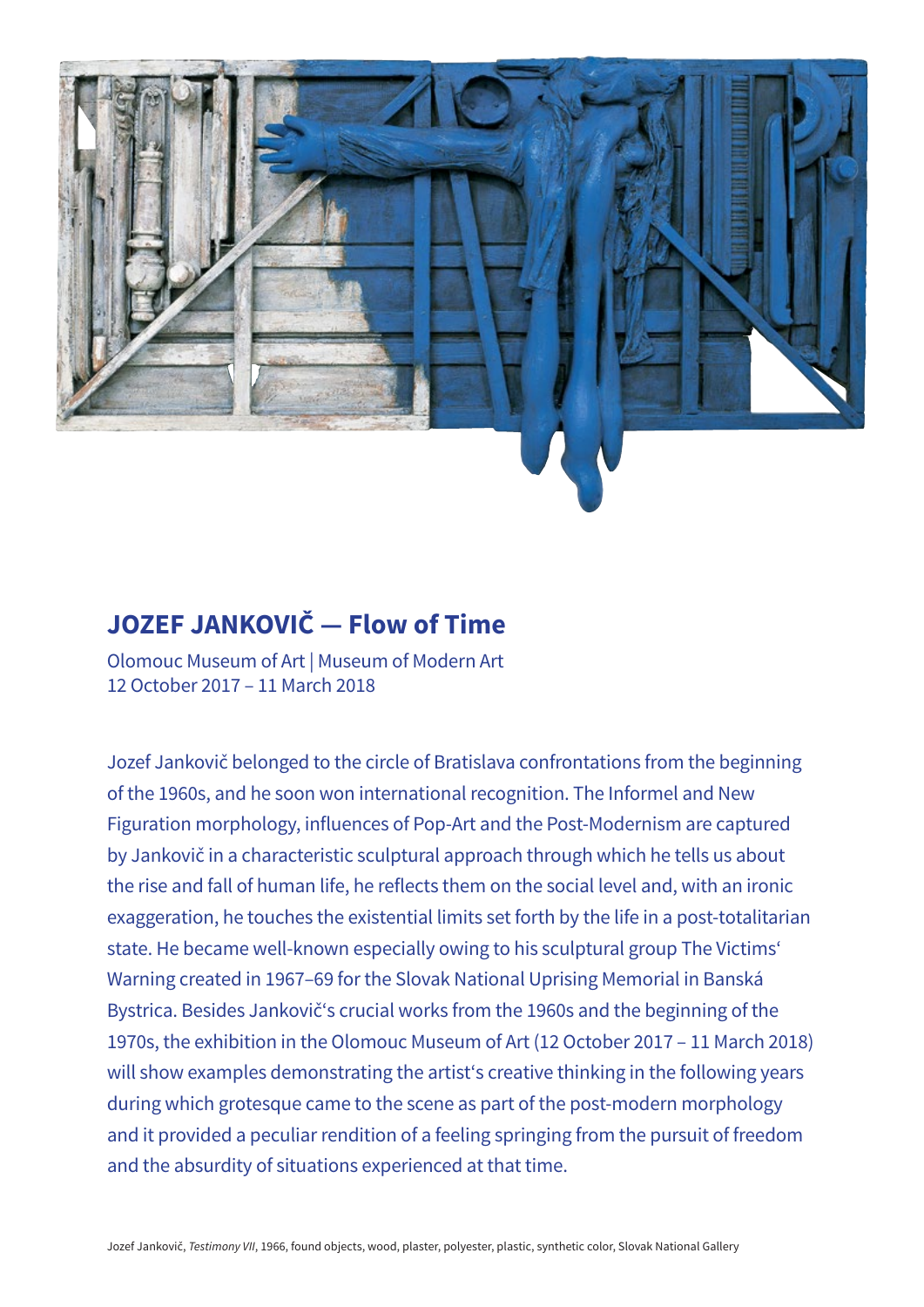## JOZEF JANKOVIČ — Flow of Time

Olomouc Museum of Art | Museum of Modern Art
12 October 2017 – 11 March 2018

Jozef Jankovič belonged to the circle of Bratislava confrontations from the beginning of the 1960s, and he soon won international recognition. The Informel and New Figuration morphology, influences of Pop-Art and the Post-Modernism are captured by Jankovič in a characteristic sculptural approach through which he tells us about the rise and fall of human life, he reflects them on the social level and, with an ironic exaggeration, he touches the existential limits set forth by the life in a post-totalitarian state. He became well-known especially owing to his sculptural group The Victims' Warning created in 1967–69 for the Slovak National Uprising Memorial in Banská Bystrica. Besides Jankovič's crucial works from the 1960s and the beginning of the 1970s, the exhibition in the Olomouc Museum of Art (12 October 2017 – 11 March 2018) will show examples demonstrating the artist's creative thinking in the following years during which grotesque came to the scene as part of the post-modern morphology and it provided a peculiar rendition of a feeling springing from the pursuit of freedom and the absurdity of situations experienced at that time.

Jozef Jankovič, *Testimony VII*, 1966, found objects, wood, plaster, polyester, plastic, synthetic color, Slovak National Gallery